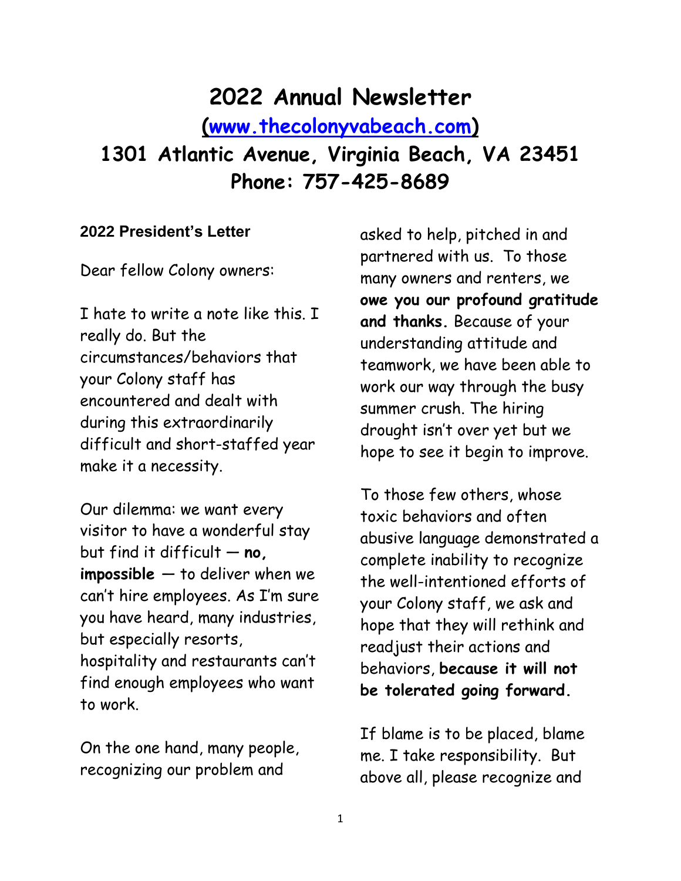# 2022 Annual Newsletter

## ([www.thecolonyvabeach.com](http://www.thecolonyvabeach.com))

## 1301 Atlantic Avenue, Virginia Beach, VA 23451 Phone: 757-425-8689

### 2022 President's Letter

Dear fellow Colony owners:

I hate to write a note like this. I really do. But the circumstances/behaviors that your Colony staff has encountered and dealt with during this extraordinarily difficult and short-staffed year make it a necessity.

Our dilemma: we want every visitor to have a wonderful stay but find it difficult — **no, impossible** — to deliver when we can't hire employees. As I'm sure you have heard, many industries, but especially resorts, hospitality and restaurants can't find enough employees who want to work.

On the one hand, many people, recognizing our problem and asked to help, pitched in and partnered with us. To those many owners and renters, we **owe you our profound gratitude and thanks.** Because of your understanding attitude and teamwork, we have been able to work our way through the busy summer crush. The hiring drought isn't over yet but we hope to see it begin to improve.

To those few others, whose toxic behaviors and often abusive language demonstrated a complete inability to recognize the well-intentioned efforts of your Colony staff, we ask and hope that they will rethink and readjust their actions and behaviors, **because it will not be tolerated going forward.**

If blame is to be placed, blame me. I take responsibility. But above all, please recognize and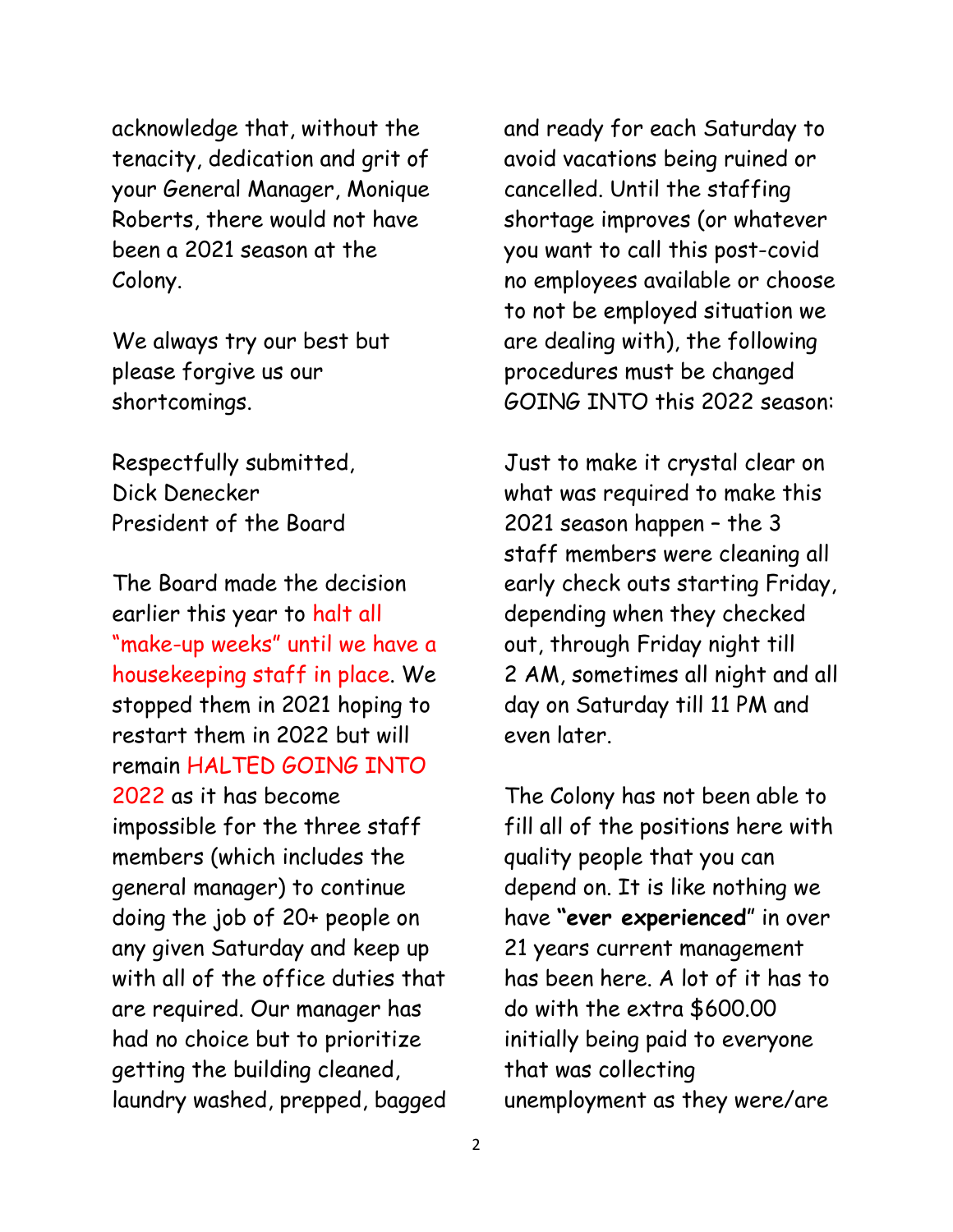acknowledge that, without the tenacity, dedication and grit of your General Manager, Monique Roberts, there would not have been a 2021 season at the Colony.

We always try our best but please forgive us our shortcomings.

Respectfully submitted,
Dick Denecker
President of the Board

The Board made the decision earlier this year to halt all "make-up weeks" until we have a housekeeping staff in place. We stopped them in 2021 hoping to restart them in 2022 but will remain HALTED GOING INTO 2022 as it has become impossible for the three staff members (which includes the general manager) to continue doing the job of 20+ people on any given Saturday and keep up with all of the office duties that are required. Our manager has had no choice but to prioritize getting the building cleaned, laundry washed, prepped, bagged and ready for each Saturday to avoid vacations being ruined or cancelled. Until the staffing shortage improves (or whatever you want to call this post-covid no employees available or choose to not be employed situation we are dealing with), the following procedures must be changed GOING INTO this 2022 season:

Just to make it crystal clear on what was required to make this 2021 season happen – the 3 staff members were cleaning all early check outs starting Friday, depending when they checked out, through Friday night till 2 AM, sometimes all night and all day on Saturday till 11 PM and even later.

The Colony has not been able to fill all of the positions here with quality people that you can depend on. It is like nothing we have "**ever experienced**" in over 21 years current management has been here. A lot of it has to do with the extra $600.00 initially being paid to everyone that was collecting unemployment as they were/are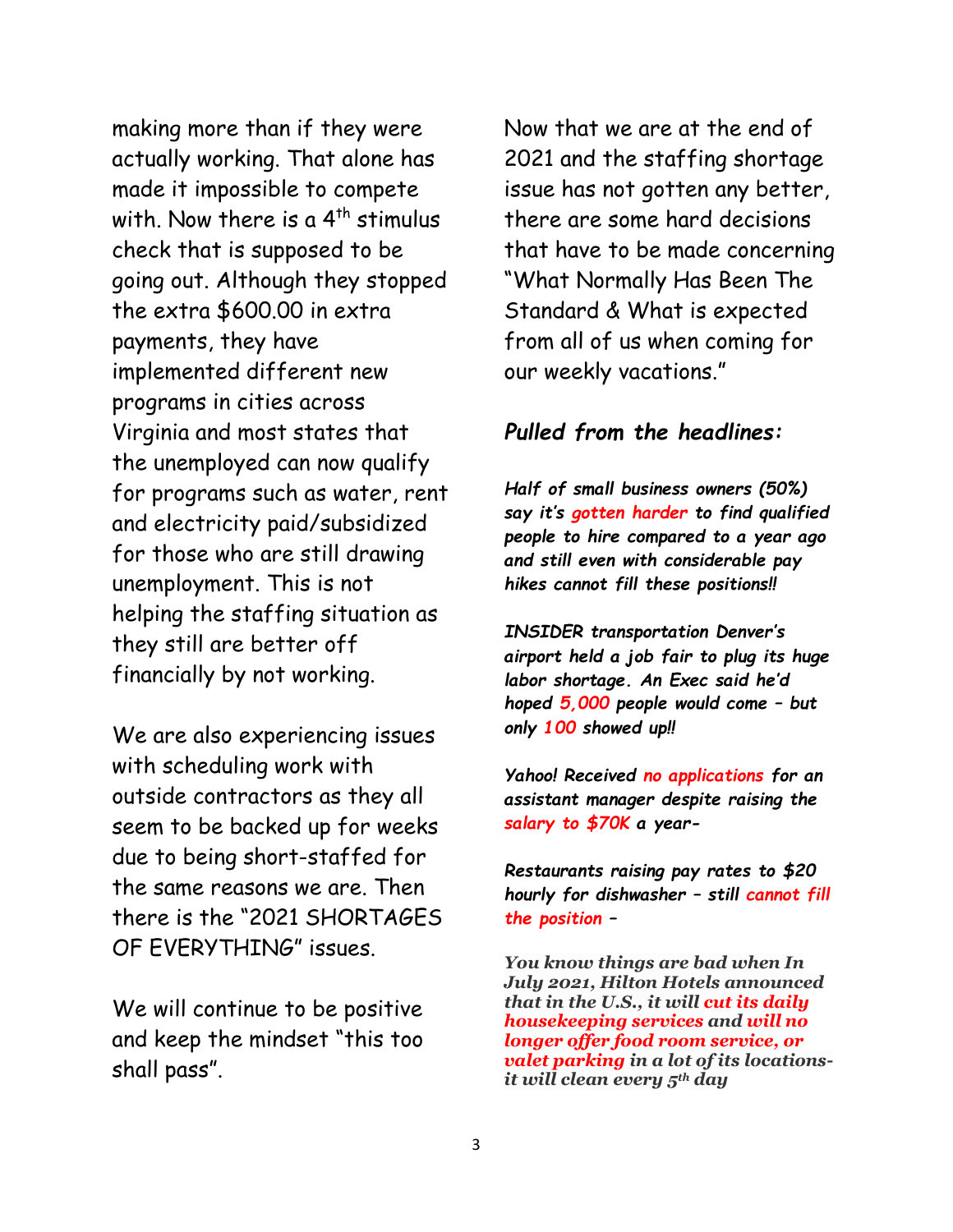making more than if they were actually working. That alone has made it impossible to compete with. Now there is a 4th stimulus check that is supposed to be going out. Although they stopped the extra $600.00 in extra payments, they have implemented different new programs in cities across Virginia and most states that the unemployed can now qualify for programs such as water, rent and electricity paid/subsidized for those who are still drawing unemployment. This is not helping the staffing situation as they still are better off financially by not working.

We are also experiencing issues with scheduling work with outside contractors as they all seem to be backed up for weeks due to being short-staffed for the same reasons we are. Then there is the "2021 SHORTAGES OF EVERYTHING" issues.

We will continue to be positive and keep the mindset "this too shall pass".

Now that we are at the end of 2021 and the staffing shortage issue has not gotten any better, there are some hard decisions that have to be made concerning "What Normally Has Been The Standard & What is expected from all of us when coming for our weekly vacations."

### *Pulled from the headlines:*

***Half of small business owners (50%) say it's gotten harder to find qualified people to hire compared to a year ago and still even with considerable pay hikes cannot fill these positions!!***

***INSIDER transportation Denver's airport held a job fair to plug its huge labor shortage. An Exec said he'd hoped 5,000 people would come – but only 100 showed up!!***

***Yahoo! Received no applications for an assistant manager despite raising the salary to $70K a year-***

***Restaurants raising pay rates to $20 hourly for dishwasher – still cannot fill the position –***

***You know things are bad when In July 2021, Hilton Hotels announced that in the U.S., it will cut its daily housekeeping services and will no longer offer food room service, or valet parking in a lot of its locations- it will clean every 5th day***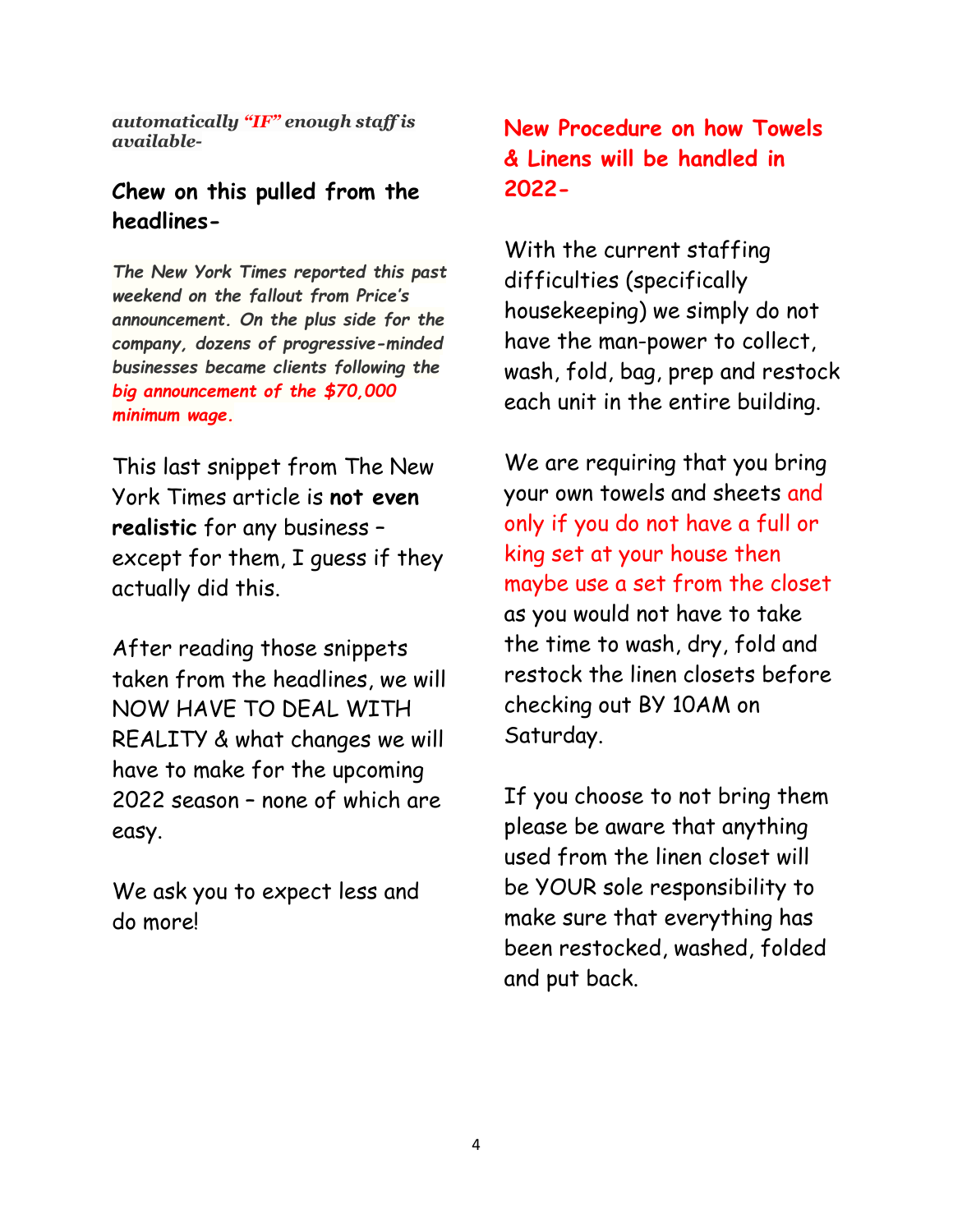***automatically "IF" enough staff is available-***

## Chew on this pulled from the headlines-

***The New York Times reported this past weekend on the fallout from Price's announcement. On the plus side for the company, dozens of progressive-minded businesses became clients following the big announcement of the $70,000 minimum wage.***

This last snippet from The New York Times article is **not even realistic** for any business – except for them, I guess if they actually did this.

After reading those snippets taken from the headlines, we will NOW HAVE TO DEAL WITH REALITY & what changes we will have to make for the upcoming 2022 season – none of which are easy.

We ask you to expect less and do more!

## New Procedure on how Towels & Linens will be handled in 2022-

With the current staffing difficulties (specifically housekeeping) we simply do not have the man-power to collect, wash, fold, bag, prep and restock each unit in the entire building.

We are requiring that you bring your own towels and sheets and only if you do not have a full or king set at your house then maybe use a set from the closet as you would not have to take the time to wash, dry, fold and restock the linen closets before checking out BY 10AM on Saturday.

If you choose to not bring them please be aware that anything used from the linen closet will be YOUR sole responsibility to make sure that everything has been restocked, washed, folded and put back.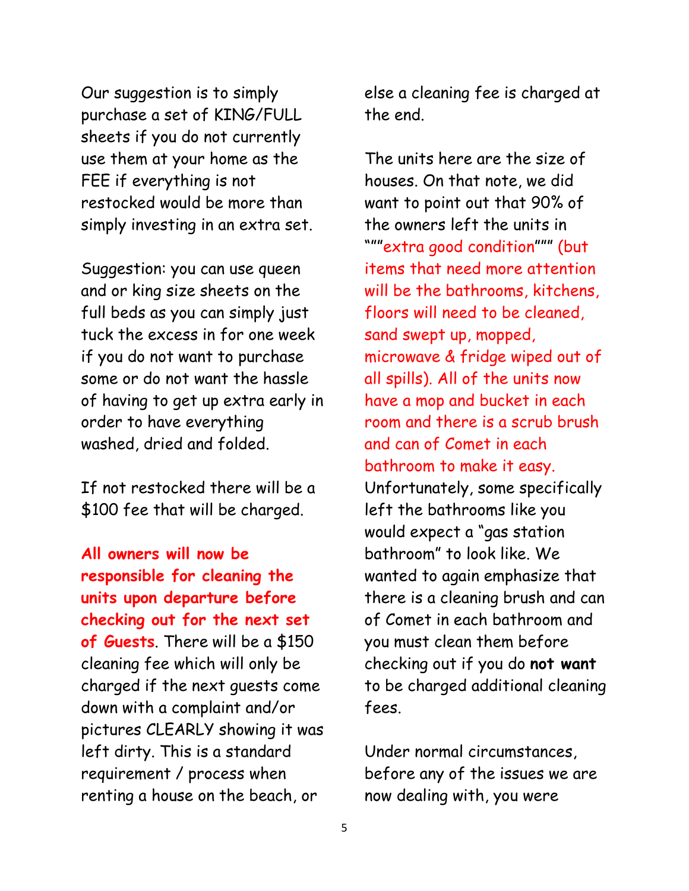Our suggestion is to simply purchase a set of KING/FULL sheets if you do not currently use them at your home as the FEE if everything is not restocked would be more than simply investing in an extra set.

Suggestion: you can use queen and or king size sheets on the full beds as you can simply just tuck the excess in for one week if you do not want to purchase some or do not want the hassle of having to get up extra early in order to have everything washed, dried and folded.

If not restocked there will be a $100 fee that will be charged.

**All owners will now be responsible for cleaning the units upon departure before checking out for the next set of Guests**. There will be a $150 cleaning fee which will only be charged if the next guests come down with a complaint and/or pictures CLEARLY showing it was left dirty. This is a standard requirement / process when renting a house on the beach, or else a cleaning fee is charged at the end.

The units here are the size of houses. On that note, we did want to point out that 90% of the owners left the units in """extra good condition""" (but items that need more attention will be the bathrooms, kitchens, floors will need to be cleaned, sand swept up, mopped, microwave & fridge wiped out of all spills). All of the units now have a mop and bucket in each room and there is a scrub brush and can of Comet in each bathroom to make it easy. Unfortunately, some specifically left the bathrooms like you would expect a "gas station bathroom" to look like. We wanted to again emphasize that there is a cleaning brush and can of Comet in each bathroom and you must clean them before checking out if you do **not want** to be charged additional cleaning fees.

Under normal circumstances, before any of the issues we are now dealing with, you were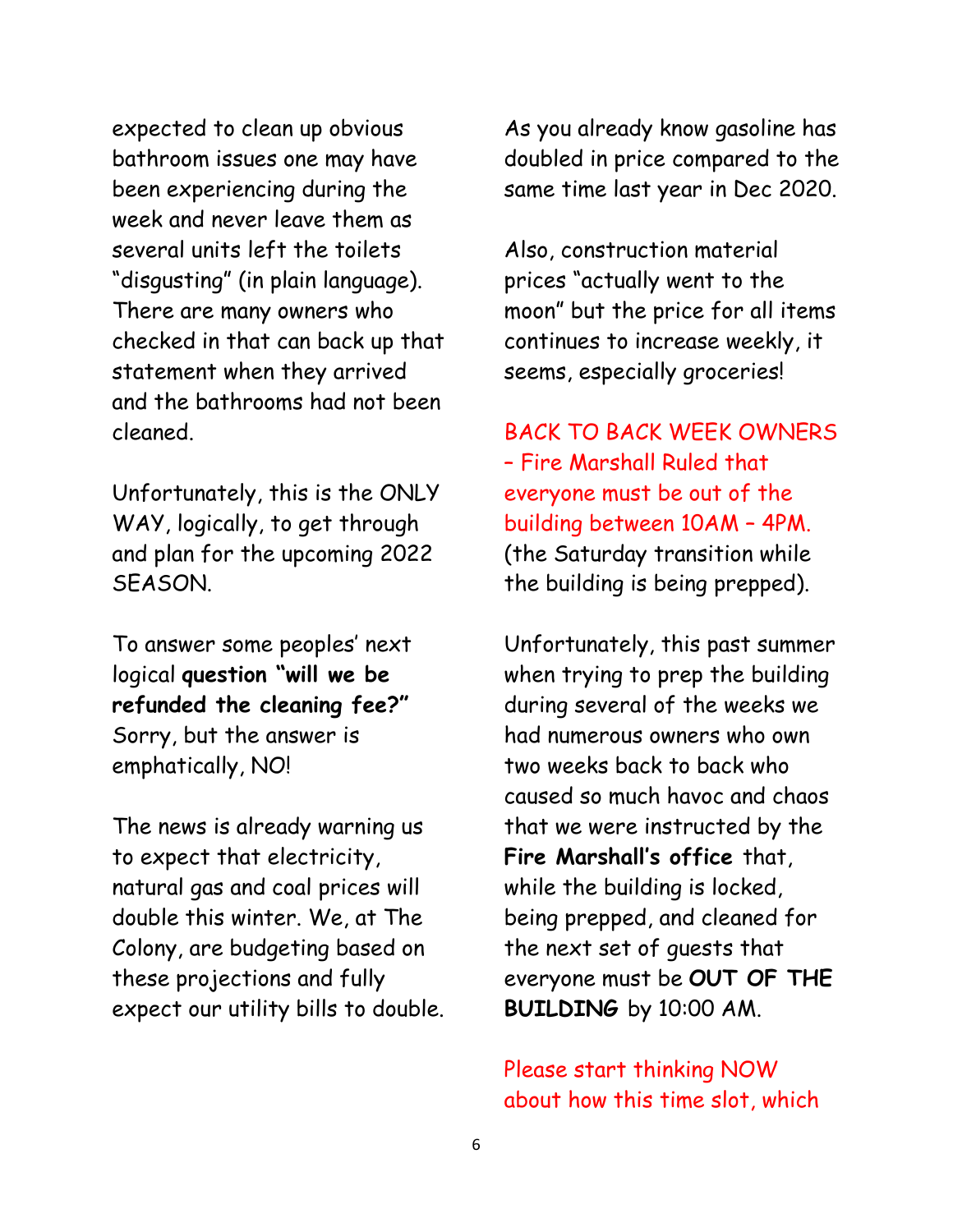expected to clean up obvious bathroom issues one may have been experiencing during the week and never leave them as several units left the toilets "disgusting" (in plain language). There are many owners who checked in that can back up that statement when they arrived and the bathrooms had not been cleaned.

Unfortunately, this is the ONLY WAY, logically, to get through and plan for the upcoming 2022 SEASON.

To answer some peoples' next logical **question "will we be refunded the cleaning fee?"** Sorry, but the answer is emphatically, NO!

The news is already warning us to expect that electricity, natural gas and coal prices will double this winter. We, at The Colony, are budgeting based on these projections and fully expect our utility bills to double.

As you already know gasoline has doubled in price compared to the same time last year in Dec 2020.

Also, construction material prices "actually went to the moon" but the price for all items continues to increase weekly, it seems, especially groceries!

BACK TO BACK WEEK OWNERS – Fire Marshall Ruled that everyone must be out of the building between 10AM – 4PM. (the Saturday transition while the building is being prepped).

Unfortunately, this past summer when trying to prep the building during several of the weeks we had numerous owners who own two weeks back to back who caused so much havoc and chaos that we were instructed by the **Fire Marshall's office** that, while the building is locked, being prepped, and cleaned for the next set of guests that everyone must be **OUT OF THE BUILDING** by 10:00 AM.

Please start thinking NOW about how this time slot, which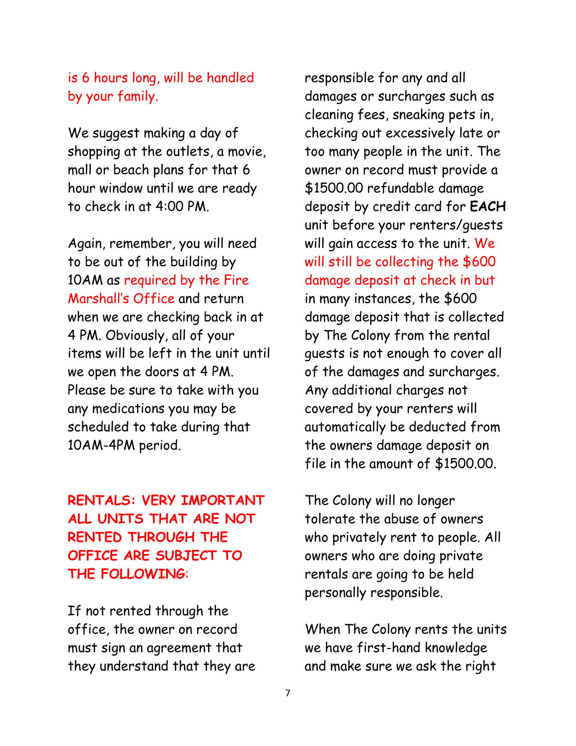is 6 hours long, will be handled by your family.

We suggest making a day of shopping at the outlets, a movie, mall or beach plans for that 6 hour window until we are ready to check in at 4:00 PM.

Again, remember, you will need to be out of the building by 10AM as required by the Fire Marshall's Office and return when we are checking back in at 4 PM. Obviously, all of your items will be left in the unit until we open the doors at 4 PM. Please be sure to take with you any medications you may be scheduled to take during that 10AM-4PM period.

**RENTALS: VERY IMPORTANT ALL UNITS THAT ARE NOT RENTED THROUGH THE OFFICE ARE SUBJECT TO THE FOLLOWING:**

If not rented through the office, the owner on record must sign an agreement that they understand that they are responsible for any and all damages or surcharges such as cleaning fees, sneaking pets in, checking out excessively late or too many people in the unit. The owner on record must provide a $1500.00 refundable damage deposit by credit card for **EACH** unit before your renters/guests will gain access to the unit. We will still be collecting the $600 damage deposit at check in but in many instances, the $600 damage deposit that is collected by The Colony from the rental guests is not enough to cover all of the damages and surcharges. Any additional charges not covered by your renters will automatically be deducted from the owners damage deposit on file in the amount of $1500.00.

The Colony will no longer tolerate the abuse of owners who privately rent to people. All owners who are doing private rentals are going to be held personally responsible.

When The Colony rents the units we have first-hand knowledge and make sure we ask the right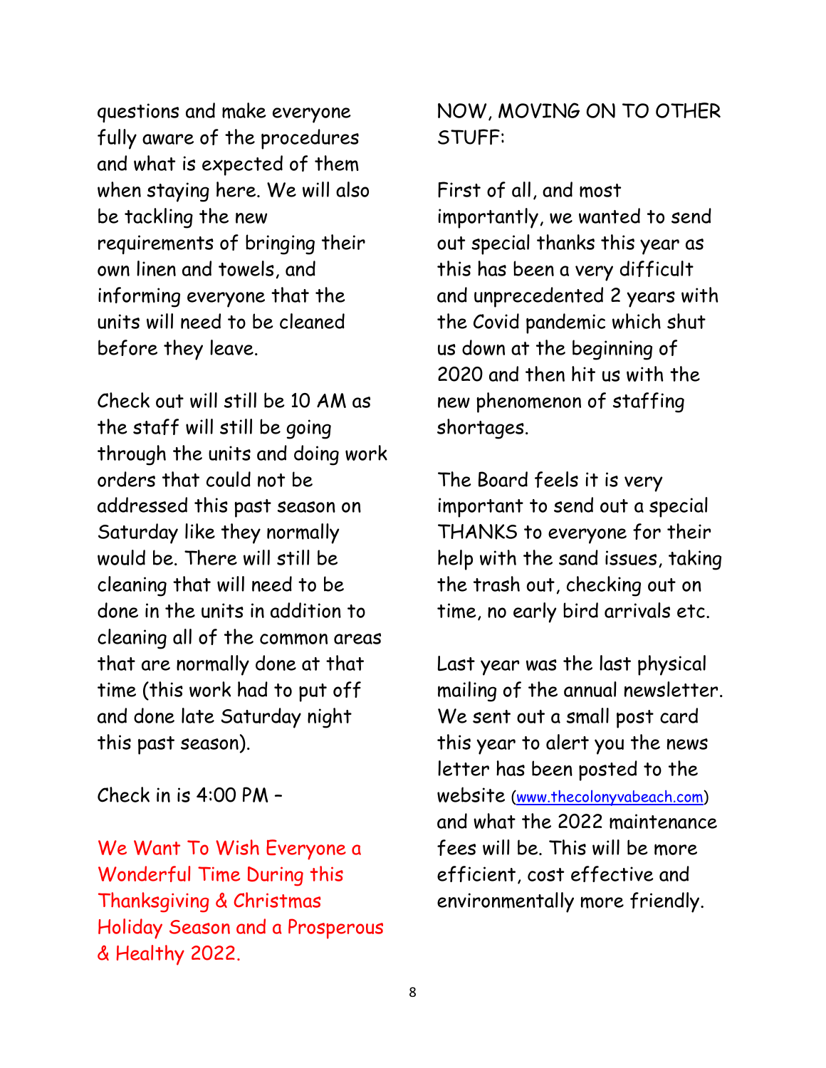questions and make everyone fully aware of the procedures and what is expected of them when staying here. We will also be tackling the new requirements of bringing their own linen and towels, and informing everyone that the units will need to be cleaned before they leave.

Check out will still be 10 AM as the staff will still be going through the units and doing work orders that could not be addressed this past season on Saturday like they normally would be. There will still be cleaning that will need to be done in the units in addition to cleaning all of the common areas that are normally done at that time (this work had to put off and done late Saturday night this past season).

Check in is 4:00 PM –

We Want To Wish Everyone a Wonderful Time During this Thanksgiving & Christmas Holiday Season and a Prosperous & Healthy 2022.

NOW, MOVING ON TO OTHER STUFF:

First of all, and most importantly, we wanted to send out special thanks this year as this has been a very difficult and unprecedented 2 years with the Covid pandemic which shut us down at the beginning of 2020 and then hit us with the new phenomenon of staffing shortages.

The Board feels it is very important to send out a special THANKS to everyone for their help with the sand issues, taking the trash out, checking out on time, no early bird arrivals etc.

Last year was the last physical mailing of the annual newsletter. We sent out a small post card this year to alert you the news letter has been posted to the website (www.thecolonyvabeach.com) and what the 2022 maintenance fees will be. This will be more efficient, cost effective and environmentally more friendly.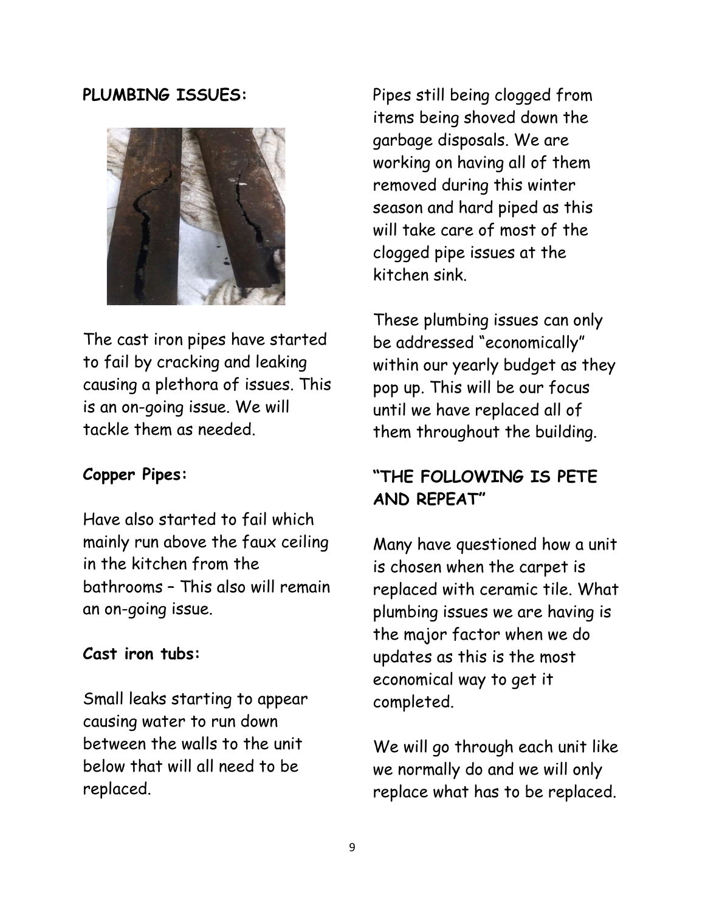**PLUMBING ISSUES:**

The cast iron pipes have started to fail by cracking and leaking causing a plethora of issues. This is an on-going issue. We will tackle them as needed.

**Copper Pipes:**

Have also started to fail which mainly run above the faux ceiling in the kitchen from the bathrooms – This also will remain an on-going issue.

**Cast iron tubs:**

Small leaks starting to appear causing water to run down between the walls to the unit below that will all need to be replaced.

Pipes still being clogged from items being shoved down the garbage disposals. We are working on having all of them removed during this winter season and hard piped as this will take care of most of the clogged pipe issues at the kitchen sink.

These plumbing issues can only be addressed "economically" within our yearly budget as they pop up. This will be our focus until we have replaced all of them throughout the building.

**"THE FOLLOWING IS PETE AND REPEAT"**

Many have questioned how a unit is chosen when the carpet is replaced with ceramic tile. What plumbing issues we are having is the major factor when we do updates as this is the most economical way to get it completed.

We will go through each unit like we normally do and we will only replace what has to be replaced.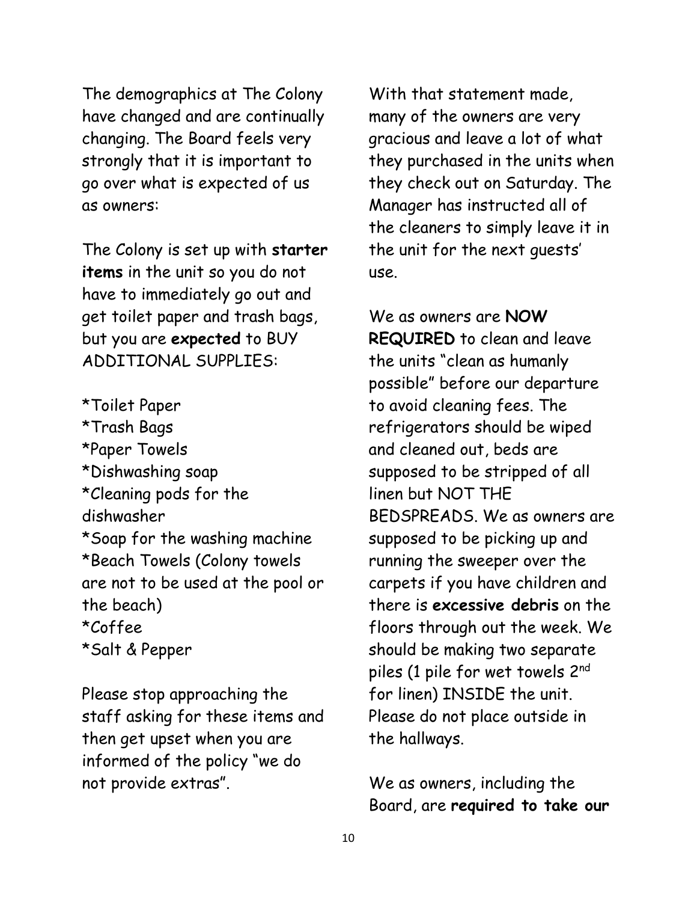The demographics at The Colony have changed and are continually changing. The Board feels very strongly that it is important to go over what is expected of us as owners:

The Colony is set up with **starter items** in the unit so you do not have to immediately go out and get toilet paper and trash bags, but you are **expected** to BUY ADDITIONAL SUPPLIES:

*Toilet Paper
*Trash Bags
*Paper Towels
*Dishwashing soap
*Cleaning pods for the dishwasher
*Soap for the washing machine
*Beach Towels (Colony towels are not to be used at the pool or the beach)
*Coffee
*Salt & Pepper

Please stop approaching the staff asking for these items and then get upset when you are informed of the policy "we do not provide extras".

With that statement made, many of the owners are very gracious and leave a lot of what they purchased in the units when they check out on Saturday. The Manager has instructed all of the cleaners to simply leave it in the unit for the next guests' use.

We as owners are **NOW REQUIRED** to clean and leave the units "clean as humanly possible" before our departure to avoid cleaning fees. The refrigerators should be wiped and cleaned out, beds are supposed to be stripped of all linen but NOT THE BEDSPREADS. We as owners are supposed to be picking up and running the sweeper over the carpets if you have children and there is **excessive debris** on the floors through out the week. We should be making two separate piles (1 pile for wet towels 2nd for linen) INSIDE the unit. Please do not place outside in the hallways.

We as owners, including the Board, are **required to take our**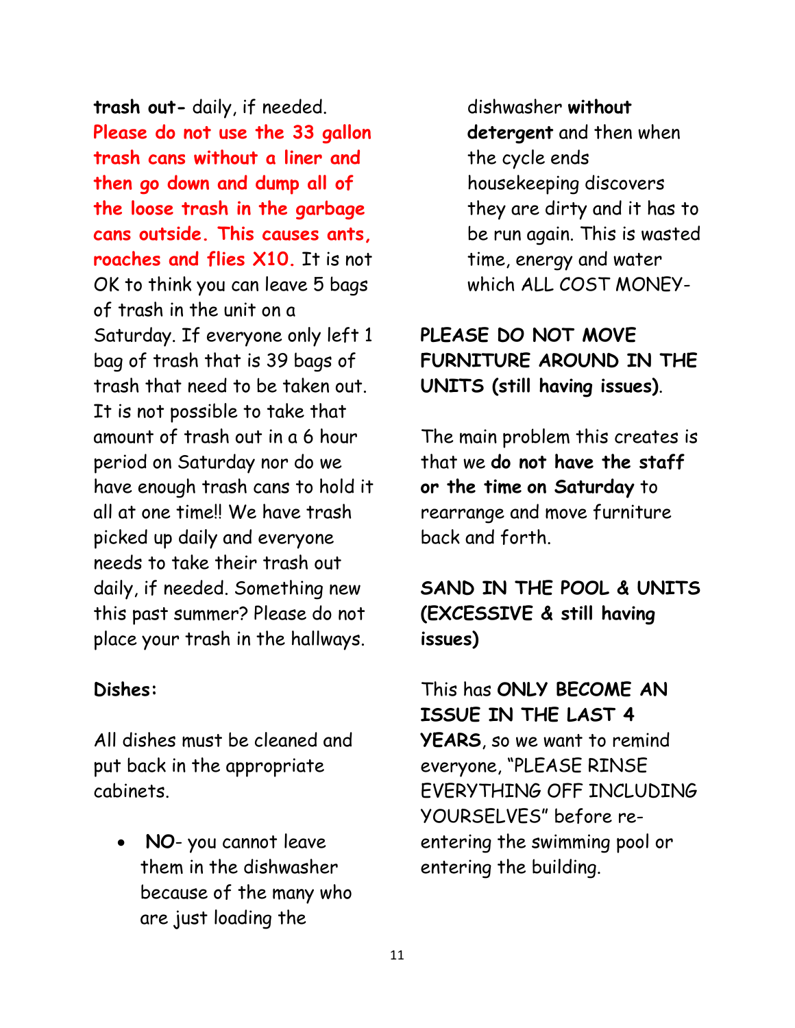**trash out-** daily, if needed. **Please do not use the 33 gallon trash cans without a liner and then go down and dump all of the loose trash in the garbage cans outside. This causes ants, roaches and flies X10.** It is not OK to think you can leave 5 bags of trash in the unit on a Saturday. If everyone only left 1 bag of trash that is 39 bags of trash that need to be taken out. It is not possible to take that amount of trash out in a 6 hour period on Saturday nor do we have enough trash cans to hold it all at one time!! We have trash picked up daily and everyone needs to take their trash out daily, if needed. Something new this past summer? Please do not place your trash in the hallways.

**Dishes:**

All dishes must be cleaned and put back in the appropriate cabinets.

- **NO**- you cannot leave them in the dishwasher because of the many who are just loading the dishwasher **without detergent** and then when the cycle ends housekeeping discovers they are dirty and it has to be run again. This is wasted time, energy and water which ALL COST MONEY-

**PLEASE DO NOT MOVE FURNITURE AROUND IN THE UNITS (still having issues)**.

The main problem this creates is that we **do not have the staff or the time on Saturday** to rearrange and move furniture back and forth.

**SAND IN THE POOL & UNITS (EXCESSIVE & still having issues)**

This has **ONLY BECOME AN ISSUE IN THE LAST 4 YEARS**, so we want to remind everyone, "PLEASE RINSE EVERYTHING OFF INCLUDING YOURSELVES" before re-entering the swimming pool or entering the building.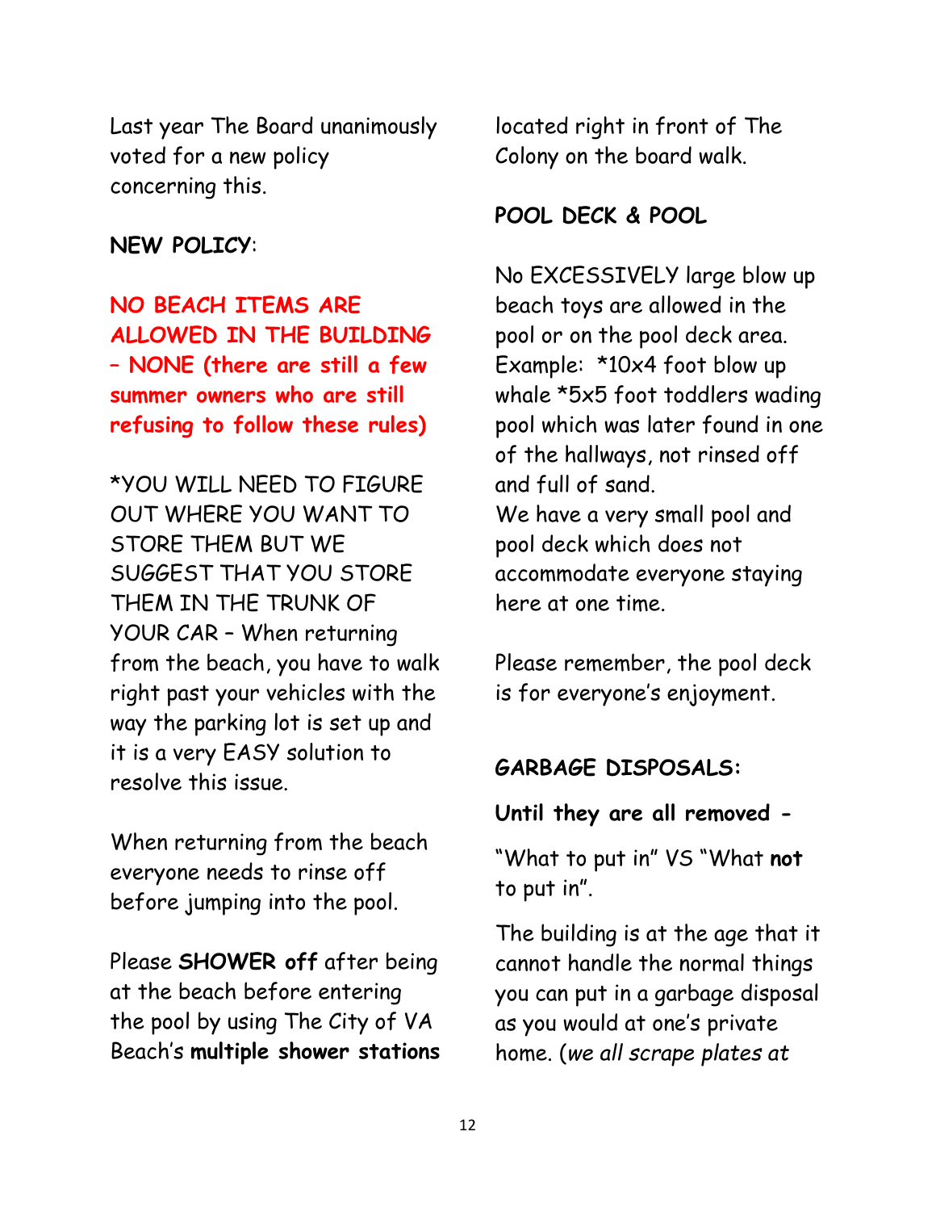Last year The Board unanimously voted for a new policy concerning this.

**NEW POLICY**:

**NO BEACH ITEMS ARE ALLOWED IN THE BUILDING – NONE (there are still a few summer owners who are still refusing to follow these rules)**

*YOU WILL NEED TO FIGURE OUT WHERE YOU WANT TO STORE THEM BUT WE SUGGEST THAT YOU STORE THEM IN THE TRUNK OF YOUR CAR – When returning from the beach, you have to walk right past your vehicles with the way the parking lot is set up and it is a very EASY solution to resolve this issue.

When returning from the beach everyone needs to rinse off before jumping into the pool.

Please **SHOWER off** after being at the beach before entering the pool by using The City of VA Beach's **multiple shower stations** located right in front of The Colony on the board walk.

**POOL DECK & POOL**

No EXCESSIVELY large blow up beach toys are allowed in the pool or on the pool deck area. Example: *10x4 foot blow up whale *5x5 foot toddlers wading pool which was later found in one of the hallways, not rinsed off and full of sand.
We have a very small pool and pool deck which does not accommodate everyone staying here at one time.

Please remember, the pool deck is for everyone's enjoyment.

**GARBAGE DISPOSALS:**

**Until they are all removed -**

"What to put in" VS "What **not** to put in".

The building is at the age that it cannot handle the normal things you can put in a garbage disposal as you would at one's private home. (*we all scrape plates at*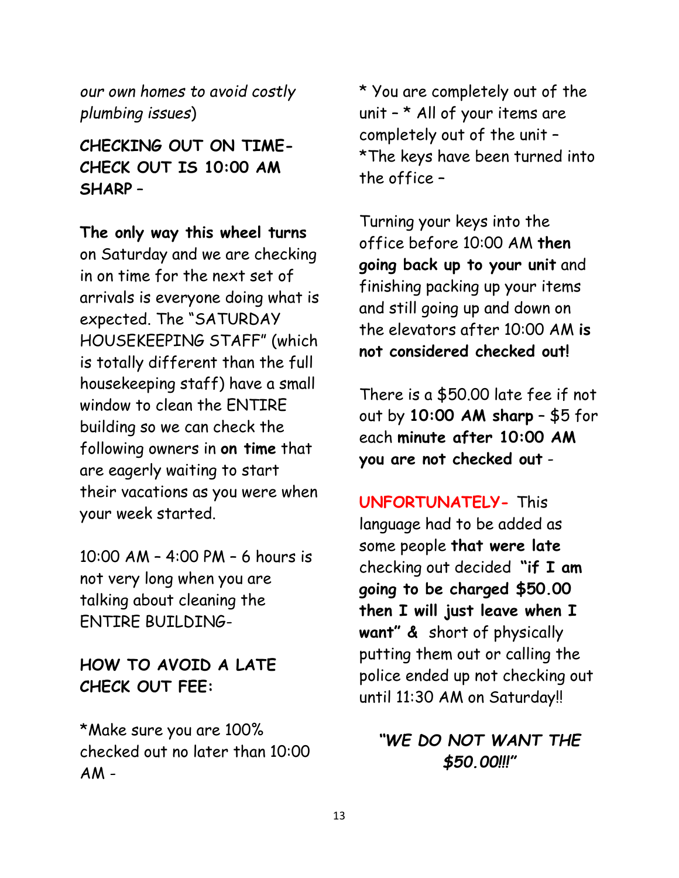*our own homes to avoid costly plumbing issues*)

**CHECKING OUT ON TIME- CHECK OUT IS 10:00 AM SHARP –**

**The only way this wheel turns** on Saturday and we are checking in on time for the next set of arrivals is everyone doing what is expected. The "SATURDAY HOUSEKEEPING STAFF" (which is totally different than the full housekeeping staff) have a small window to clean the ENTIRE building so we can check the following owners in **on time** that are eagerly waiting to start their vacations as you were when your week started.

10:00 AM – 4:00 PM – 6 hours is not very long when you are talking about cleaning the ENTIRE BUILDING-

**HOW TO AVOID A LATE CHECK OUT FEE:**

*Make sure you are 100% checked out no later than 10:00 AM -

* You are completely out of the unit – * All of your items are completely out of the unit – *The keys have been turned into the office –

Turning your keys into the office before 10:00 AM **then going back up to your unit** and finishing packing up your items and still going up and down on the elevators after 10:00 AM **is not considered checked out!**

There is a $50.00 late fee if not out by **10:00 AM sharp** – $5 for each **minute after 10:00 AM you are not checked out** -

**UNFORTUNATELY-** This language had to be added as some people **that were late** checking out decided **"if I am going to be charged $50.00 then I will just leave when I want" &** short of physically putting them out or calling the police ended up not checking out until 11:30 AM on Saturday!!

***"WE DO NOT WANT THE $50.00!!!"***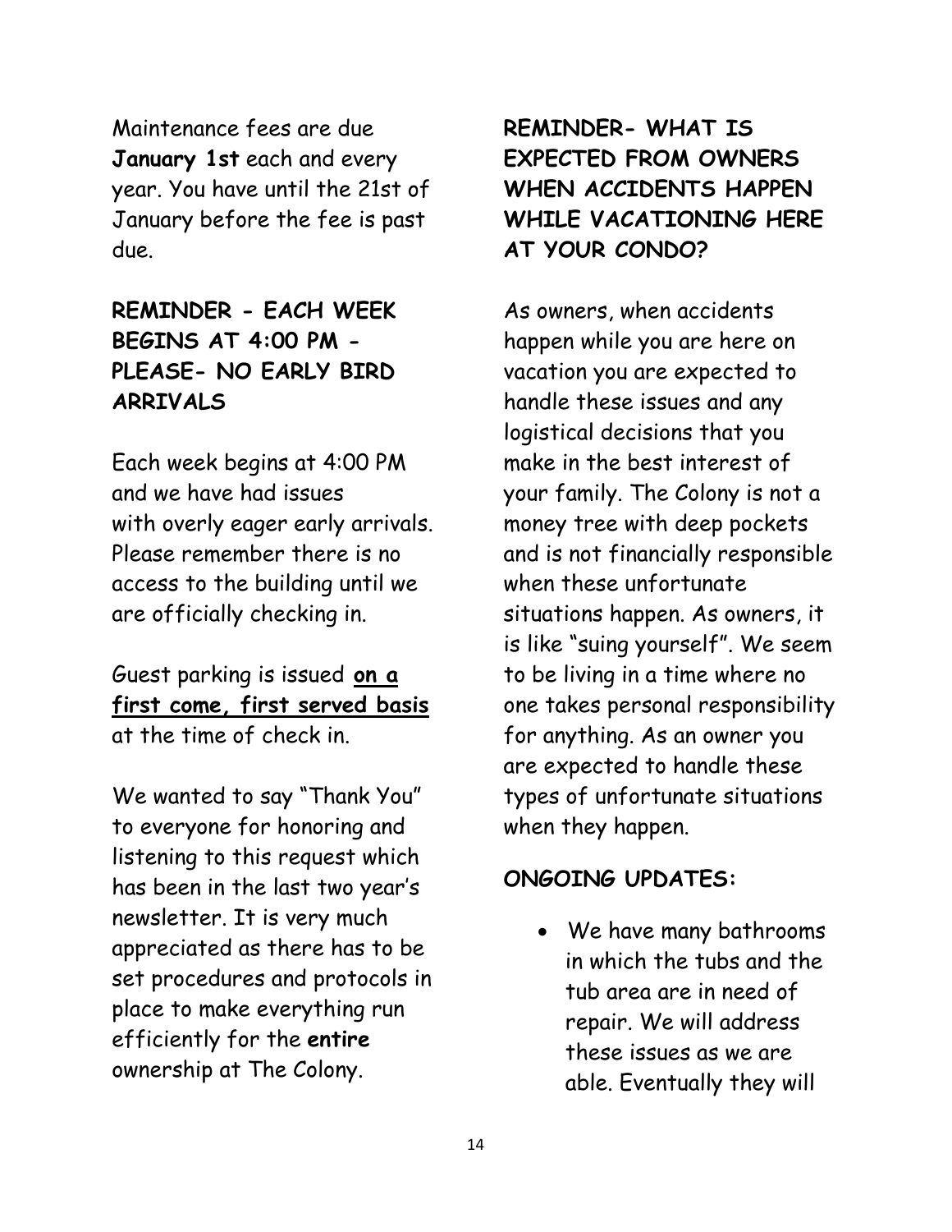Maintenance fees are due **January 1st** each and every year. You have until the 21st of January before the fee is past due.

## REMINDER - EACH WEEK BEGINS AT 4:00 PM - PLEASE- NO EARLY BIRD ARRIVALS

Each week begins at 4:00 PM and we have had issues with overly eager early arrivals. Please remember there is no access to the building until we are officially checking in.

Guest parking is issued **<u>on a first come, first served basis</u>** at the time of check in.

We wanted to say "Thank You" to everyone for honoring and listening to this request which has been in the last two year's newsletter. It is very much appreciated as there has to be set procedures and protocols in place to make everything run efficiently for the **entire** ownership at The Colony.

## REMINDER- WHAT IS EXPECTED FROM OWNERS WHEN ACCIDENTS HAPPEN WHILE VACATIONING HERE AT YOUR CONDO?

As owners, when accidents happen while you are here on vacation you are expected to handle these issues and any logistical decisions that you make in the best interest of your family. The Colony is not a money tree with deep pockets and is not financially responsible when these unfortunate situations happen. As owners, it is like "suing yourself". We seem to be living in a time where no one takes personal responsibility for anything. As an owner you are expected to handle these types of unfortunate situations when they happen.

## ONGOING UPDATES:

- We have many bathrooms in which the tubs and the tub area are in need of repair. We will address these issues as we are able. Eventually they will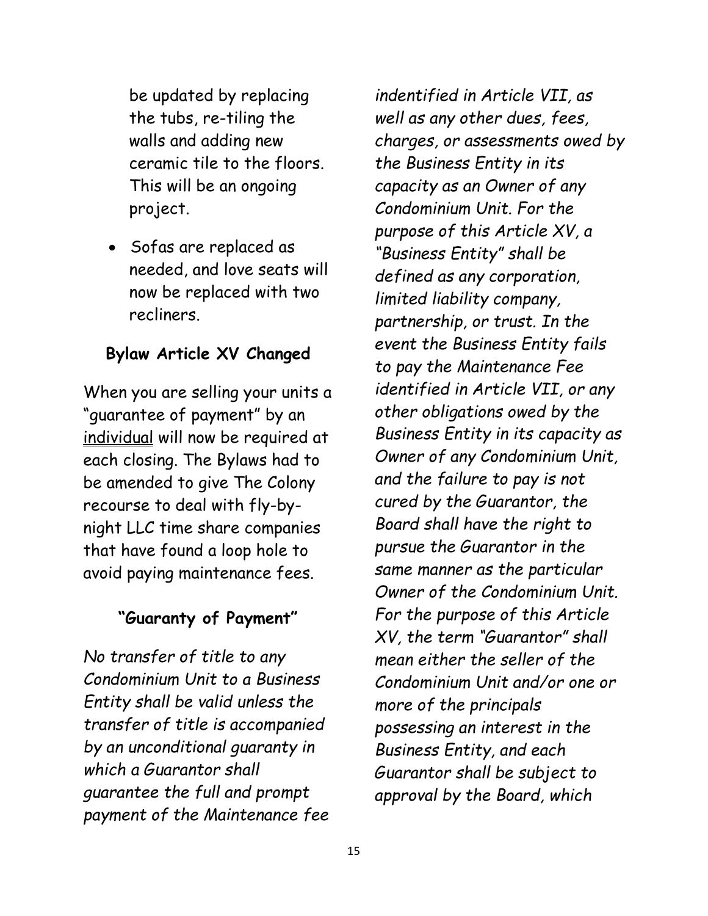be updated by replacing the tubs, re-tiling the walls and adding new ceramic tile to the floors. This will be an ongoing project.

- Sofas are replaced as needed, and love seats will now be replaced with two recliners.

### Bylaw Article XV Changed

When you are selling your units a "guarantee of payment" by an <u>individual</u> will now be required at each closing. The Bylaws had to be amended to give The Colony recourse to deal with fly-by-night LLC time share companies that have found a loop hole to avoid paying maintenance fees.

### "Guaranty of Payment"

*No transfer of title to any Condominium Unit to a Business Entity shall be valid unless the transfer of title is accompanied by an unconditional guaranty in which a Guarantor shall guarantee the full and prompt payment of the Maintenance fee indentified in Article VII, as well as any other dues, fees, charges, or assessments owed by the Business Entity in its capacity as an Owner of any Condominium Unit. For the purpose of this Article XV, a "Business Entity" shall be defined as any corporation, limited liability company, partnership, or trust. In the event the Business Entity fails to pay the Maintenance Fee identified in Article VII, or any other obligations owed by the Business Entity in its capacity as Owner of any Condominium Unit, and the failure to pay is not cured by the Guarantor, the Board shall have the right to pursue the Guarantor in the same manner as the particular Owner of the Condominium Unit. For the purpose of this Article XV, the term "Guarantor" shall mean either the seller of the Condominium Unit and/or one or more of the principals possessing an interest in the Business Entity, and each Guarantor shall be subject to approval by the Board, which*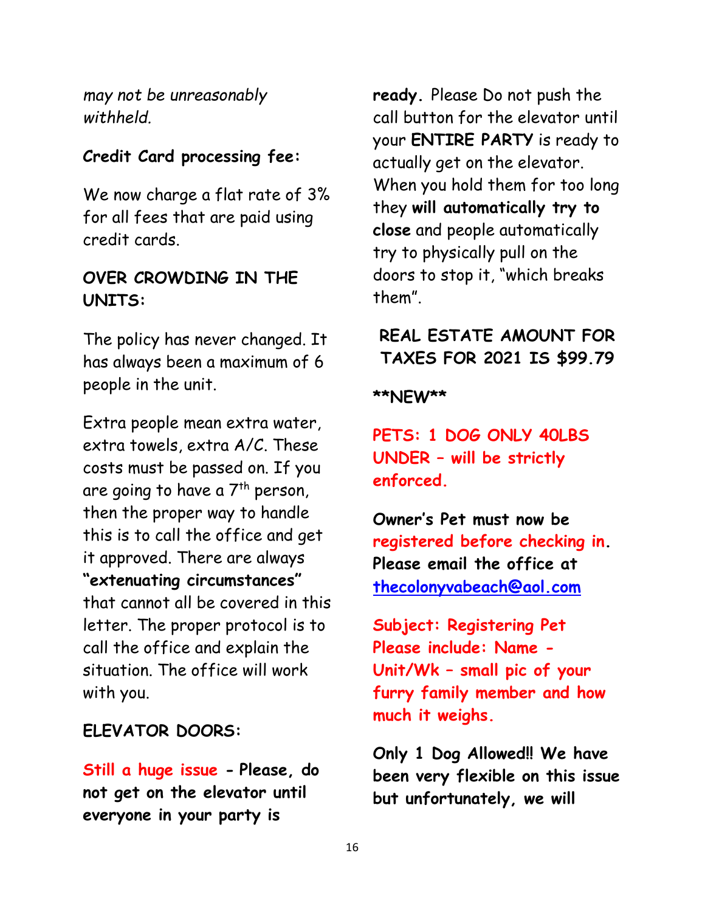*may not be unreasonably withheld.*

**Credit Card processing fee:**

We now charge a flat rate of 3% for all fees that are paid using credit cards.

**OVER CROWDING IN THE UNITS:**

The policy has never changed. It has always been a maximum of 6 people in the unit.

Extra people mean extra water, extra towels, extra A/C. These costs must be passed on. If you are going to have a $7^{th}$ person, then the proper way to handle this is to call the office and get it approved. There are always **"extenuating circumstances"** that cannot all be covered in this letter. The proper protocol is to call the office and explain the situation. The office will work with you.

**ELEVATOR DOORS:**

**Still a huge issue - Please, do not get on the elevator until everyone in your party is ready.** Please Do not push the call button for the elevator until your **ENTIRE PARTY** is ready to actually get on the elevator. When you hold them for too long they **will automatically try to close** and people automatically try to physically pull on the doors to stop it, "which breaks them".

**REAL ESTATE AMOUNT FOR TAXES FOR 2021 IS $99.79**

****NEW****

**PETS: 1 DOG ONLY 40LBS UNDER – will be strictly enforced.**

**Owner's Pet must now be registered before checking in. Please email the office at [thecolonyvabeach@aol.com](mailto:thecolonyvabeach@aol.com)**

**Subject: Registering Pet Please include: Name - Unit/Wk – small pic of your furry family member and how much it weighs.**

**Only 1 Dog Allowed!! We have been very flexible on this issue but unfortunately, we will**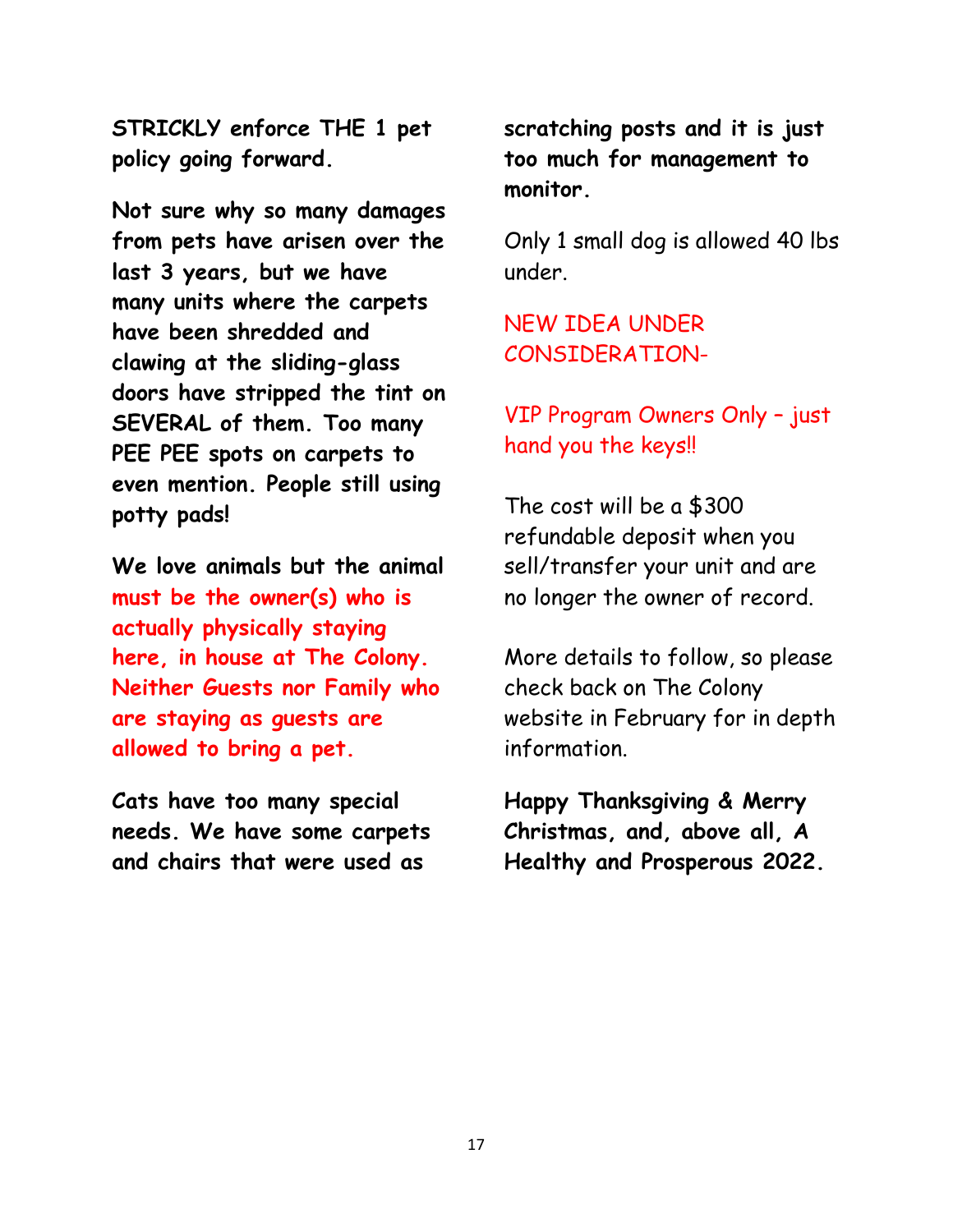**STRICKLY enforce THE 1 pet policy going forward.**

**Not sure why so many damages from pets have arisen over the last 3 years, but we have many units where the carpets have been shredded and clawing at the sliding-glass doors have stripped the tint on SEVERAL of them. Too many PEE PEE spots on carpets to even mention. People still using potty pads!**

**We love animals but the animal must be the owner(s) who is actually physically staying here, in house at The Colony. Neither Guests nor Family who are staying as guests are allowed to bring a pet.**

**Cats have too many special needs. We have some carpets and chairs that were used as scratching posts and it is just too much for management to monitor.**

Only 1 small dog is allowed 40 lbs under.

NEW IDEA UNDER CONSIDERATION-

VIP Program Owners Only – just hand you the keys!!

The cost will be a $300 refundable deposit when you sell/transfer your unit and are no longer the owner of record.

More details to follow, so please check back on The Colony website in February for in depth information.

**Happy Thanksgiving & Merry Christmas, and, above all, A Healthy and Prosperous 2022.**